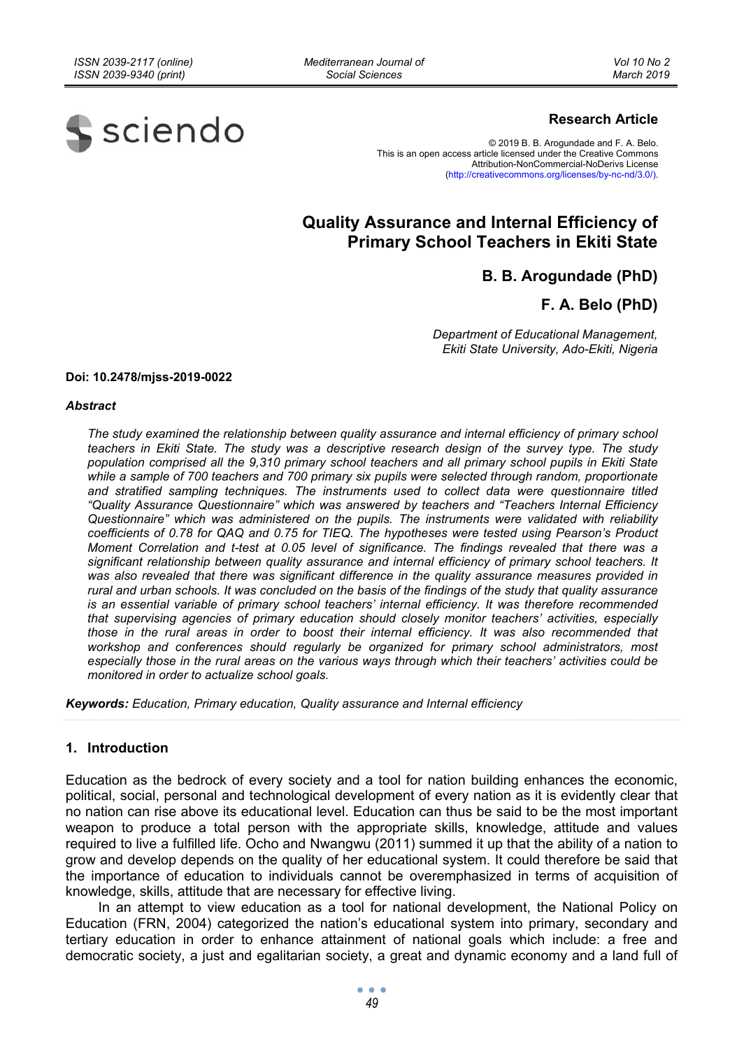Research Article

© 2019 B. B. Arogundade and F. A. Belo.
This is an open access article licensed under the Creative Commons Attribution-NonCommercial-NoDerivs License (http://creativecommons.org/licenses/by-nc-nd/3.0/).

# Quality Assurance and Internal Efficiency of Primary School Teachers in Ekiti State

**B. B. Arogundade (PhD)**

**F. A. Belo (PhD)**

*Department of Educational Management, Ekiti State University, Ado-Ekiti, Nigeria*

**Doi: 10.2478/mjss-2019-0022**

***Abstract***

*The study examined the relationship between quality assurance and internal efficiency of primary school teachers in Ekiti State. The study was a descriptive research design of the survey type. The study population comprised all the 9,310 primary school teachers and all primary school pupils in Ekiti State while a sample of 700 teachers and 700 primary six pupils were selected through random, proportionate and stratified sampling techniques. The instruments used to collect data were questionnaire titled "Quality Assurance Questionnaire" which was answered by teachers and "Teachers Internal Efficiency Questionnaire" which was administered on the pupils. The instruments were validated with reliability coefficients of 0.78 for QAQ and 0.75 for TIEQ. The hypotheses were tested using Pearson's Product Moment Correlation and t-test at 0.05 level of significance. The findings revealed that there was a significant relationship between quality assurance and internal efficiency of primary school teachers. It was also revealed that there was significant difference in the quality assurance measures provided in rural and urban schools. It was concluded on the basis of the findings of the study that quality assurance is an essential variable of primary school teachers' internal efficiency. It was therefore recommended that supervising agencies of primary education should closely monitor teachers' activities, especially those in the rural areas in order to boost their internal efficiency. It was also recommended that workshop and conferences should regularly be organized for primary school administrators, most especially those in the rural areas on the various ways through which their teachers' activities could be monitored in order to actualize school goals.*

***Keywords:*** *Education, Primary education, Quality assurance and Internal efficiency*

## 1. Introduction

Education as the bedrock of every society and a tool for nation building enhances the economic, political, social, personal and technological development of every nation as it is evidently clear that no nation can rise above its educational level. Education can thus be said to be the most important weapon to produce a total person with the appropriate skills, knowledge, attitude and values required to live a fulfilled life. Ocho and Nwangwu (2011) summed it up that the ability of a nation to grow and develop depends on the quality of her educational system. It could therefore be said that the importance of education to individuals cannot be overemphasized in terms of acquisition of knowledge, skills, attitude that are necessary for effective living.

In an attempt to view education as a tool for national development, the National Policy on Education (FRN, 2004) categorized the nation's educational system into primary, secondary and tertiary education in order to enhance attainment of national goals which include: a free and democratic society, a just and egalitarian society, a great and dynamic economy and a land full of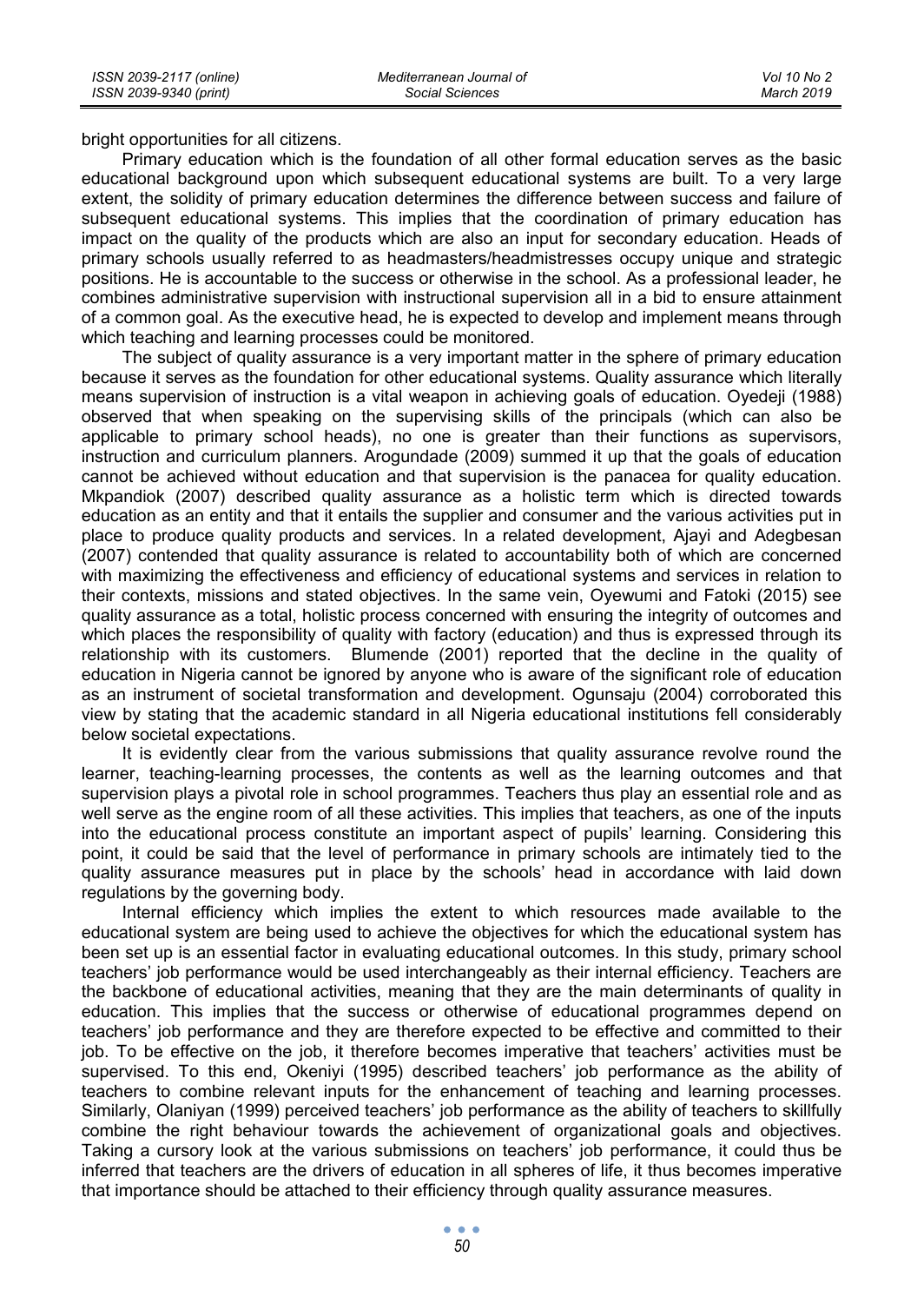bright opportunities for all citizens.

Primary education which is the foundation of all other formal education serves as the basic educational background upon which subsequent educational systems are built. To a very large extent, the solidity of primary education determines the difference between success and failure of subsequent educational systems. This implies that the coordination of primary education has impact on the quality of the products which are also an input for secondary education. Heads of primary schools usually referred to as headmasters/headmistresses occupy unique and strategic positions. He is accountable to the success or otherwise in the school. As a professional leader, he combines administrative supervision with instructional supervision all in a bid to ensure attainment of a common goal. As the executive head, he is expected to develop and implement means through which teaching and learning processes could be monitored.

The subject of quality assurance is a very important matter in the sphere of primary education because it serves as the foundation for other educational systems. Quality assurance which literally means supervision of instruction is a vital weapon in achieving goals of education. Oyedeji (1988) observed that when speaking on the supervising skills of the principals (which can also be applicable to primary school heads), no one is greater than their functions as supervisors, instruction and curriculum planners. Arogundade (2009) summed it up that the goals of education cannot be achieved without education and that supervision is the panacea for quality education. Mkpandiok (2007) described quality assurance as a holistic term which is directed towards education as an entity and that it entails the supplier and consumer and the various activities put in place to produce quality products and services. In a related development, Ajayi and Adegbesan (2007) contended that quality assurance is related to accountability both of which are concerned with maximizing the effectiveness and efficiency of educational systems and services in relation to their contexts, missions and stated objectives. In the same vein, Oyewumi and Fatoki (2015) see quality assurance as a total, holistic process concerned with ensuring the integrity of outcomes and which places the responsibility of quality with factory (education) and thus is expressed through its relationship with its customers. Blumende (2001) reported that the decline in the quality of education in Nigeria cannot be ignored by anyone who is aware of the significant role of education as an instrument of societal transformation and development. Ogunsaju (2004) corroborated this view by stating that the academic standard in all Nigeria educational institutions fell considerably below societal expectations.

It is evidently clear from the various submissions that quality assurance revolve round the learner, teaching-learning processes, the contents as well as the learning outcomes and that supervision plays a pivotal role in school programmes. Teachers thus play an essential role and as well serve as the engine room of all these activities. This implies that teachers, as one of the inputs into the educational process constitute an important aspect of pupils' learning. Considering this point, it could be said that the level of performance in primary schools are intimately tied to the quality assurance measures put in place by the schools' head in accordance with laid down regulations by the governing body.

Internal efficiency which implies the extent to which resources made available to the educational system are being used to achieve the objectives for which the educational system has been set up is an essential factor in evaluating educational outcomes. In this study, primary school teachers' job performance would be used interchangeably as their internal efficiency. Teachers are the backbone of educational activities, meaning that they are the main determinants of quality in education. This implies that the success or otherwise of educational programmes depend on teachers' job performance and they are therefore expected to be effective and committed to their job. To be effective on the job, it therefore becomes imperative that teachers' activities must be supervised. To this end, Okeniyi (1995) described teachers' job performance as the ability of teachers to combine relevant inputs for the enhancement of teaching and learning processes. Similarly, Olaniyan (1999) perceived teachers' job performance as the ability of teachers to skillfully combine the right behaviour towards the achievement of organizational goals and objectives. Taking a cursory look at the various submissions on teachers' job performance, it could thus be inferred that teachers are the drivers of education in all spheres of life, it thus becomes imperative that importance should be attached to their efficiency through quality assurance measures.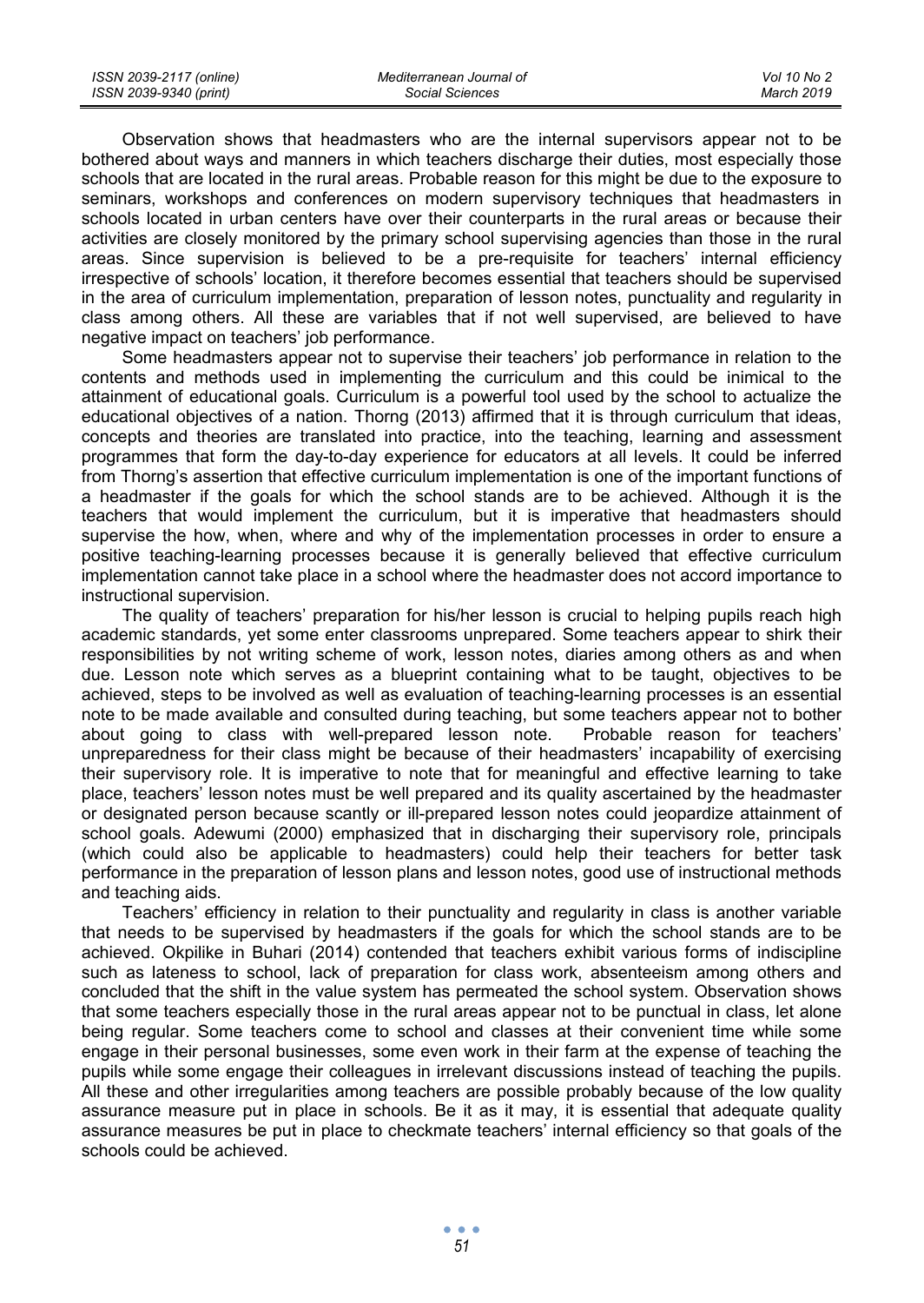Observation shows that headmasters who are the internal supervisors appear not to be bothered about ways and manners in which teachers discharge their duties, most especially those schools that are located in the rural areas. Probable reason for this might be due to the exposure to seminars, workshops and conferences on modern supervisory techniques that headmasters in schools located in urban centers have over their counterparts in the rural areas or because their activities are closely monitored by the primary school supervising agencies than those in the rural areas. Since supervision is believed to be a pre-requisite for teachers' internal efficiency irrespective of schools' location, it therefore becomes essential that teachers should be supervised in the area of curriculum implementation, preparation of lesson notes, punctuality and regularity in class among others. All these are variables that if not well supervised, are believed to have negative impact on teachers' job performance.

Some headmasters appear not to supervise their teachers' job performance in relation to the contents and methods used in implementing the curriculum and this could be inimical to the attainment of educational goals. Curriculum is a powerful tool used by the school to actualize the educational objectives of a nation. Thorng (2013) affirmed that it is through curriculum that ideas, concepts and theories are translated into practice, into the teaching, learning and assessment programmes that form the day-to-day experience for educators at all levels. It could be inferred from Thorng's assertion that effective curriculum implementation is one of the important functions of a headmaster if the goals for which the school stands are to be achieved. Although it is the teachers that would implement the curriculum, but it is imperative that headmasters should supervise the how, when, where and why of the implementation processes in order to ensure a positive teaching-learning processes because it is generally believed that effective curriculum implementation cannot take place in a school where the headmaster does not accord importance to instructional supervision.

The quality of teachers' preparation for his/her lesson is crucial to helping pupils reach high academic standards, yet some enter classrooms unprepared. Some teachers appear to shirk their responsibilities by not writing scheme of work, lesson notes, diaries among others as and when due. Lesson note which serves as a blueprint containing what to be taught, objectives to be achieved, steps to be involved as well as evaluation of teaching-learning processes is an essential note to be made available and consulted during teaching, but some teachers appear not to bother about going to class with well-prepared lesson note. Probable reason for teachers' unpreparedness for their class might be because of their headmasters' incapability of exercising their supervisory role. It is imperative to note that for meaningful and effective learning to take place, teachers' lesson notes must be well prepared and its quality ascertained by the headmaster or designated person because scantly or ill-prepared lesson notes could jeopardize attainment of school goals. Adewumi (2000) emphasized that in discharging their supervisory role, principals (which could also be applicable to headmasters) could help their teachers for better task performance in the preparation of lesson plans and lesson notes, good use of instructional methods and teaching aids.

Teachers' efficiency in relation to their punctuality and regularity in class is another variable that needs to be supervised by headmasters if the goals for which the school stands are to be achieved. Okpilike in Buhari (2014) contended that teachers exhibit various forms of indiscipline such as lateness to school, lack of preparation for class work, absenteeism among others and concluded that the shift in the value system has permeated the school system. Observation shows that some teachers especially those in the rural areas appear not to be punctual in class, let alone being regular. Some teachers come to school and classes at their convenient time while some engage in their personal businesses, some even work in their farm at the expense of teaching the pupils while some engage their colleagues in irrelevant discussions instead of teaching the pupils. All these and other irregularities among teachers are possible probably because of the low quality assurance measure put in place in schools. Be it as it may, it is essential that adequate quality assurance measures be put in place to checkmate teachers' internal efficiency so that goals of the schools could be achieved.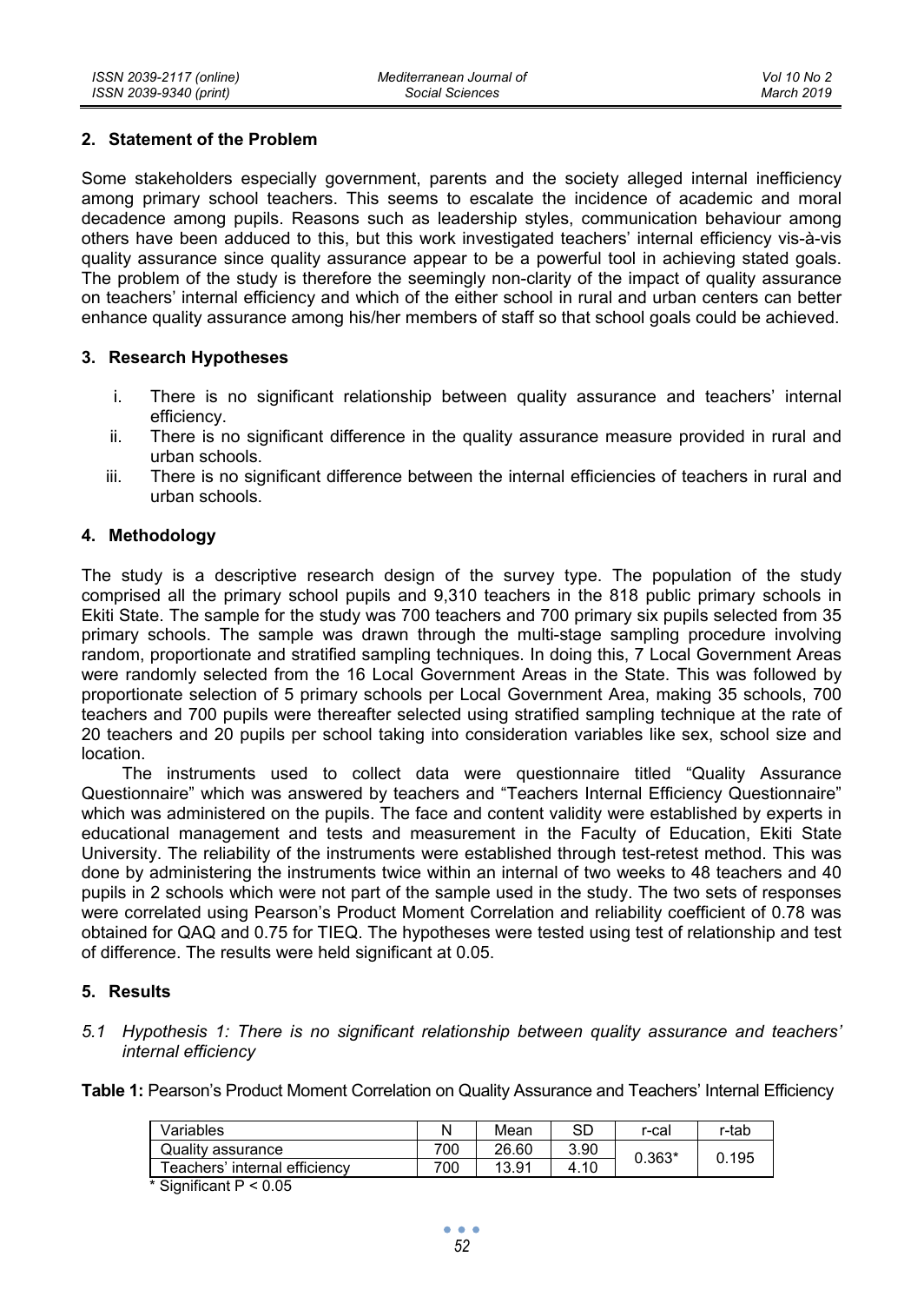## 2. Statement of the Problem

Some stakeholders especially government, parents and the society alleged internal inefficiency among primary school teachers. This seems to escalate the incidence of academic and moral decadence among pupils. Reasons such as leadership styles, communication behaviour among others have been adduced to this, but this work investigated teachers' internal efficiency vis-à-vis quality assurance since quality assurance appear to be a powerful tool in achieving stated goals. The problem of the study is therefore the seemingly non-clarity of the impact of quality assurance on teachers' internal efficiency and which of the either school in rural and urban centers can better enhance quality assurance among his/her members of staff so that school goals could be achieved.

## 3. Research Hypotheses

i. There is no significant relationship between quality assurance and teachers' internal efficiency.
ii. There is no significant difference in the quality assurance measure provided in rural and urban schools.
iii. There is no significant difference between the internal efficiencies of teachers in rural and urban schools.

## 4. Methodology

The study is a descriptive research design of the survey type. The population of the study comprised all the primary school pupils and 9,310 teachers in the 818 public primary schools in Ekiti State. The sample for the study was 700 teachers and 700 primary six pupils selected from 35 primary schools. The sample was drawn through the multi-stage sampling procedure involving random, proportionate and stratified sampling techniques. In doing this, 7 Local Government Areas were randomly selected from the 16 Local Government Areas in the State. This was followed by proportionate selection of 5 primary schools per Local Government Area, making 35 schools, 700 teachers and 700 pupils were thereafter selected using stratified sampling technique at the rate of 20 teachers and 20 pupils per school taking into consideration variables like sex, school size and location.

The instruments used to collect data were questionnaire titled "Quality Assurance Questionnaire" which was answered by teachers and "Teachers Internal Efficiency Questionnaire" which was administered on the pupils. The face and content validity were established by experts in educational management and tests and measurement in the Faculty of Education, Ekiti State University. The reliability of the instruments were established through test-retest method. This was done by administering the instruments twice within an internal of two weeks to 48 teachers and 40 pupils in 2 schools which were not part of the sample used in the study. The two sets of responses were correlated using Pearson's Product Moment Correlation and reliability coefficient of 0.78 was obtained for QAQ and 0.75 for TIEQ. The hypotheses were tested using test of relationship and test of difference. The results were held significant at 0.05.

## 5. Results

### *5.1 Hypothesis 1: There is no significant relationship between quality assurance and teachers' internal efficiency*

**Table 1:** Pearson's Product Moment Correlation on Quality Assurance and Teachers' Internal Efficiency

| Variables | N | Mean | SD | r-cal | r-tab |
|---|---|---|---|---|---|
| Quality assurance | 700 | 26.60 | 3.90 | 0.363* | 0.195 |
| Teachers' internal efficiency | 700 | 13.91 | 4.10 | | |

\* Significant $P < 0.05$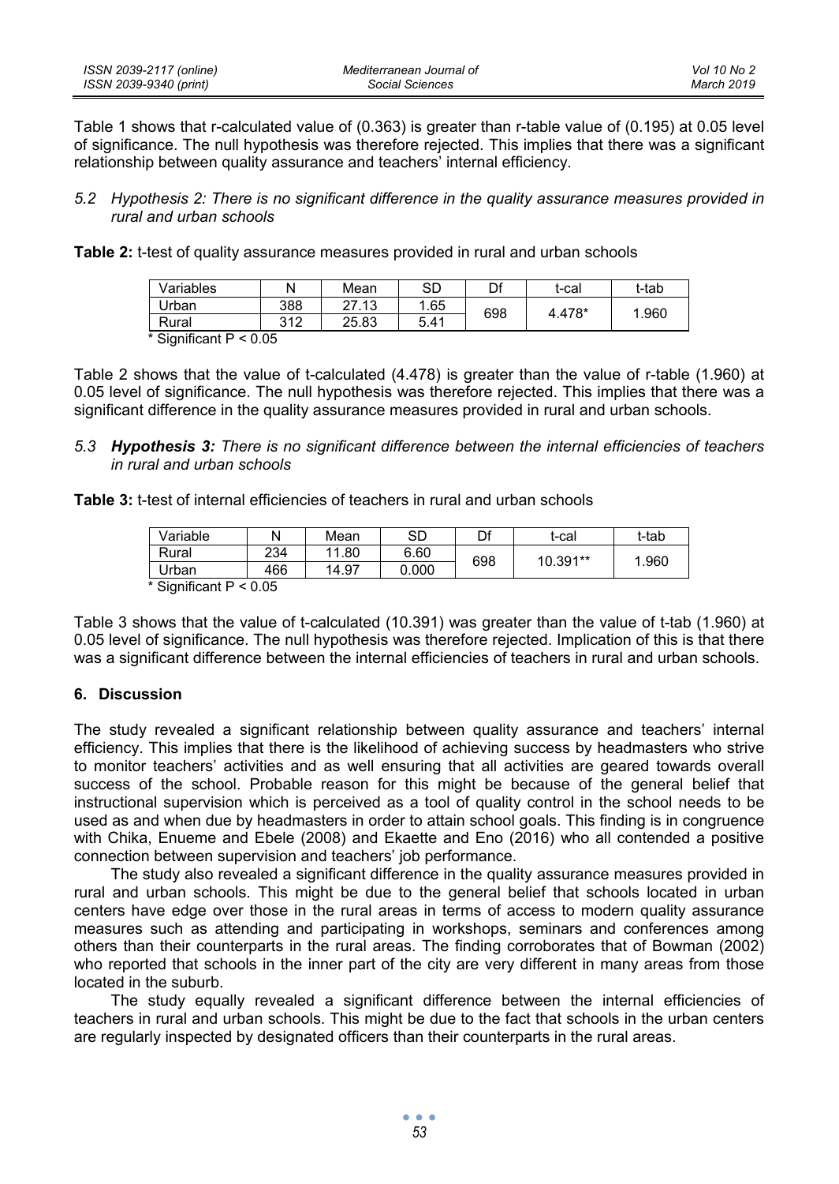Table 1 shows that r-calculated value of (0.363) is greater than r-table value of (0.195) at 0.05 level of significance. The null hypothesis was therefore rejected. This implies that there was a significant relationship between quality assurance and teachers' internal efficiency.

### *5.2 Hypothesis 2: There is no significant difference in the quality assurance measures provided in rural and urban schools*

**Table 2:** t-test of quality assurance measures provided in rural and urban schools

| Variables | N | Mean | SD | Df | t-cal | t-tab |
|---|---|---|---|---|---|---|
| Urban | 388 | 27.13 | 1.65 | 698 | 4.478* | 1.960 |
| Rural | 312 | 25.83 | 5.41 | | | |

\* Significant P < 0.05

Table 2 shows that the value of t-calculated (4.478) is greater than the value of r-table (1.960) at 0.05 level of significance. The null hypothesis was therefore rejected. This implies that there was a significant difference in the quality assurance measures provided in rural and urban schools.

### *5.3 **Hypothesis 3:** There is no significant difference between the internal efficiencies of teachers in rural and urban schools*

**Table 3:** t-test of internal efficiencies of teachers in rural and urban schools

| Variable | N | Mean | SD | Df | t-cal | t-tab |
|---|---|---|---|---|---|---|
| Rural | 234 | 11.80 | 6.60 | 698 | 10.391** | 1.960 |
| Urban | 466 | 14.97 | 0.000 | | | |

\* Significant P < 0.05

Table 3 shows that the value of t-calculated (10.391) was greater than the value of t-tab (1.960) at 0.05 level of significance. The null hypothesis was therefore rejected. Implication of this is that there was a significant difference between the internal efficiencies of teachers in rural and urban schools.

## 6. Discussion

The study revealed a significant relationship between quality assurance and teachers' internal efficiency. This implies that there is the likelihood of achieving success by headmasters who strive to monitor teachers' activities and as well ensuring that all activities are geared towards overall success of the school. Probable reason for this might be because of the general belief that instructional supervision which is perceived as a tool of quality control in the school needs to be used as and when due by headmasters in order to attain school goals. This finding is in congruence with Chika, Enueme and Ebele (2008) and Ekaette and Eno (2016) who all contended a positive connection between supervision and teachers' job performance.

The study also revealed a significant difference in the quality assurance measures provided in rural and urban schools. This might be due to the general belief that schools located in urban centers have edge over those in the rural areas in terms of access to modern quality assurance measures such as attending and participating in workshops, seminars and conferences among others than their counterparts in the rural areas. The finding corroborates that of Bowman (2002) who reported that schools in the inner part of the city are very different in many areas from those located in the suburb.

The study equally revealed a significant difference between the internal efficiencies of teachers in rural and urban schools. This might be due to the fact that schools in the urban centers are regularly inspected by designated officers than their counterparts in the rural areas.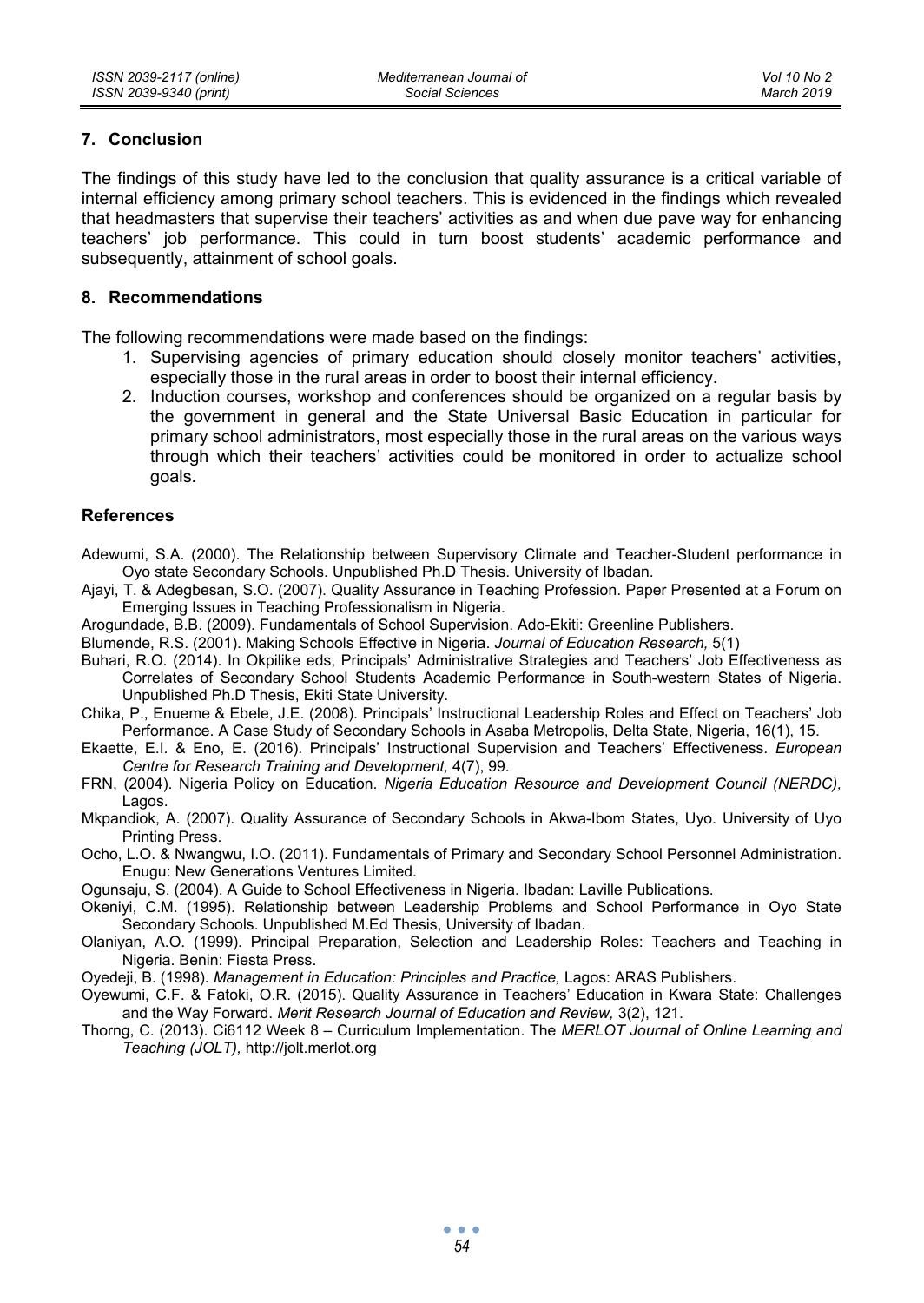## 7. Conclusion

The findings of this study have led to the conclusion that quality assurance is a critical variable of internal efficiency among primary school teachers. This is evidenced in the findings which revealed that headmasters that supervise their teachers' activities as and when due pave way for enhancing teachers' job performance. This could in turn boost students' academic performance and subsequently, attainment of school goals.

## 8. Recommendations

The following recommendations were made based on the findings:

1. Supervising agencies of primary education should closely monitor teachers' activities, especially those in the rural areas in order to boost their internal efficiency.
2. Induction courses, workshop and conferences should be organized on a regular basis by the government in general and the State Universal Basic Education in particular for primary school administrators, most especially those in the rural areas on the various ways through which their teachers' activities could be monitored in order to actualize school goals.

## References

Adewumi, S.A. (2000). The Relationship between Supervisory Climate and Teacher-Student performance in Oyo state Secondary Schools. Unpublished Ph.D Thesis. University of Ibadan.

Ajayi, T. & Adegbesan, S.O. (2007). Quality Assurance in Teaching Profession. Paper Presented at a Forum on Emerging Issues in Teaching Professionalism in Nigeria.

Arogundade, B.B. (2009). Fundamentals of School Supervision. Ado-Ekiti: Greenline Publishers.

Blumende, R.S. (2001). Making Schools Effective in Nigeria. *Journal of Education Research,* 5(1)

Buhari, R.O. (2014). In Okpilike eds, Principals' Administrative Strategies and Teachers' Job Effectiveness as Correlates of Secondary School Students Academic Performance in South-western States of Nigeria. Unpublished Ph.D Thesis, Ekiti State University.

Chika, P., Enueme & Ebele, J.E. (2008). Principals' Instructional Leadership Roles and Effect on Teachers' Job Performance. A Case Study of Secondary Schools in Asaba Metropolis, Delta State, Nigeria, 16(1), 15.

Ekaette, E.I. & Eno, E. (2016). Principals' Instructional Supervision and Teachers' Effectiveness. *European Centre for Research Training and Development,* 4(7), 99.

FRN, (2004). Nigeria Policy on Education. *Nigeria Education Resource and Development Council (NERDC),* Lagos.

Mkpandiok, A. (2007). Quality Assurance of Secondary Schools in Akwa-Ibom States, Uyo. University of Uyo Printing Press.

Ocho, L.O. & Nwangwu, I.O. (2011). Fundamentals of Primary and Secondary School Personnel Administration. Enugu: New Generations Ventures Limited.

Ogunsaju, S. (2004). A Guide to School Effectiveness in Nigeria. Ibadan: Laville Publications.

Okeniyi, C.M. (1995). Relationship between Leadership Problems and School Performance in Oyo State Secondary Schools. Unpublished M.Ed Thesis, University of Ibadan.

Olaniyan, A.O. (1999). Principal Preparation, Selection and Leadership Roles: Teachers and Teaching in Nigeria. Benin: Fiesta Press.

Oyedeji, B. (1998). *Management in Education: Principles and Practice,* Lagos: ARAS Publishers.

Oyewumi, C.F. & Fatoki, O.R. (2015). Quality Assurance in Teachers' Education in Kwara State: Challenges and the Way Forward. *Merit Research Journal of Education and Review,* 3(2), 121.

Thorng, C. (2013). Ci6112 Week 8 – Curriculum Implementation. The *MERLOT Journal of Online Learning and Teaching (JOLT),* http://jolt.merlot.org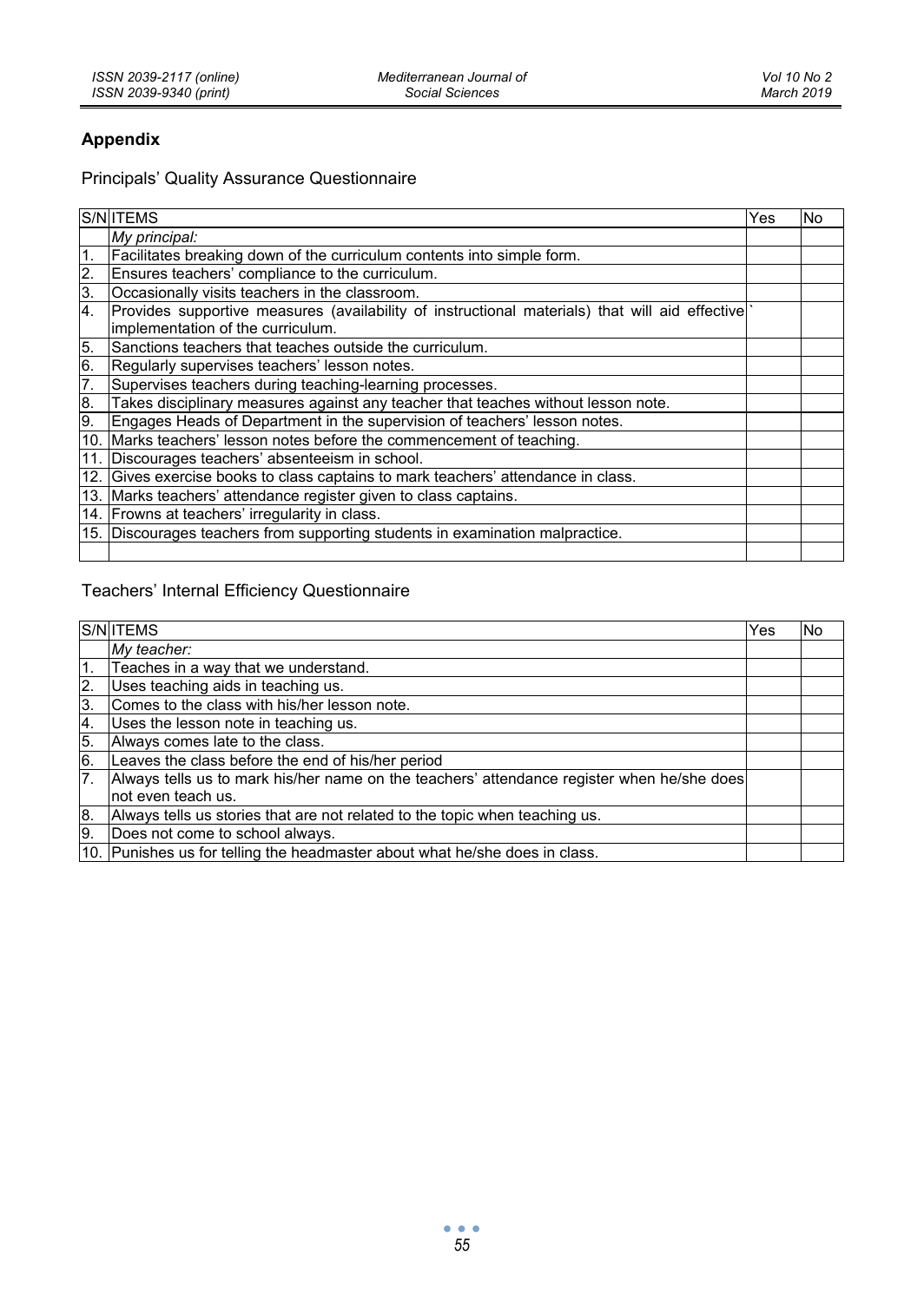## Appendix

Principals' Quality Assurance Questionnaire

| S/N | ITEMS | Yes | No |
|---|---|---|---|
| | *My principal:* | | |
| 1. | Facilitates breaking down of the curriculum contents into simple form. | | |
| 2. | Ensures teachers' compliance to the curriculum. | | |
| 3. | Occasionally visits teachers in the classroom. | | |
| 4. | Provides supportive measures (availability of instructional materials) that will aid effective` implementation of the curriculum. | | |
| 5. | Sanctions teachers that teaches outside the curriculum. | | |
| 6. | Regularly supervises teachers' lesson notes. | | |
| 7. | Supervises teachers during teaching-learning processes. | | |
| 8. | Takes disciplinary measures against any teacher that teaches without lesson note. | | |
| 9. | Engages Heads of Department in the supervision of teachers' lesson notes. | | |
| 10. | Marks teachers' lesson notes before the commencement of teaching. | | |
| 11. | Discourages teachers' absenteeism in school. | | |
| 12. | Gives exercise books to class captains to mark teachers' attendance in class. | | |
| 13. | Marks teachers' attendance register given to class captains. | | |
| 14. | Frowns at teachers' irregularity in class. | | |
| 15. | Discourages teachers from supporting students in examination malpractice. | | |
| | | | |

Teachers' Internal Efficiency Questionnaire

| S/N | ITEMS | Yes | No |
|---|---|---|---|
| | *My teacher:* | | |
| 1. | Teaches in a way that we understand. | | |
| 2. | Uses teaching aids in teaching us. | | |
| 3. | Comes to the class with his/her lesson note. | | |
| 4. | Uses the lesson note in teaching us. | | |
| 5. | Always comes late to the class. | | |
| 6. | Leaves the class before the end of his/her period | | |
| 7. | Always tells us to mark his/her name on the teachers' attendance register when he/she does not even teach us. | | |
| 8. | Always tells us stories that are not related to the topic when teaching us. | | |
| 9. | Does not come to school always. | | |
| 10. | Punishes us for telling the headmaster about what he/she does in class. | | |